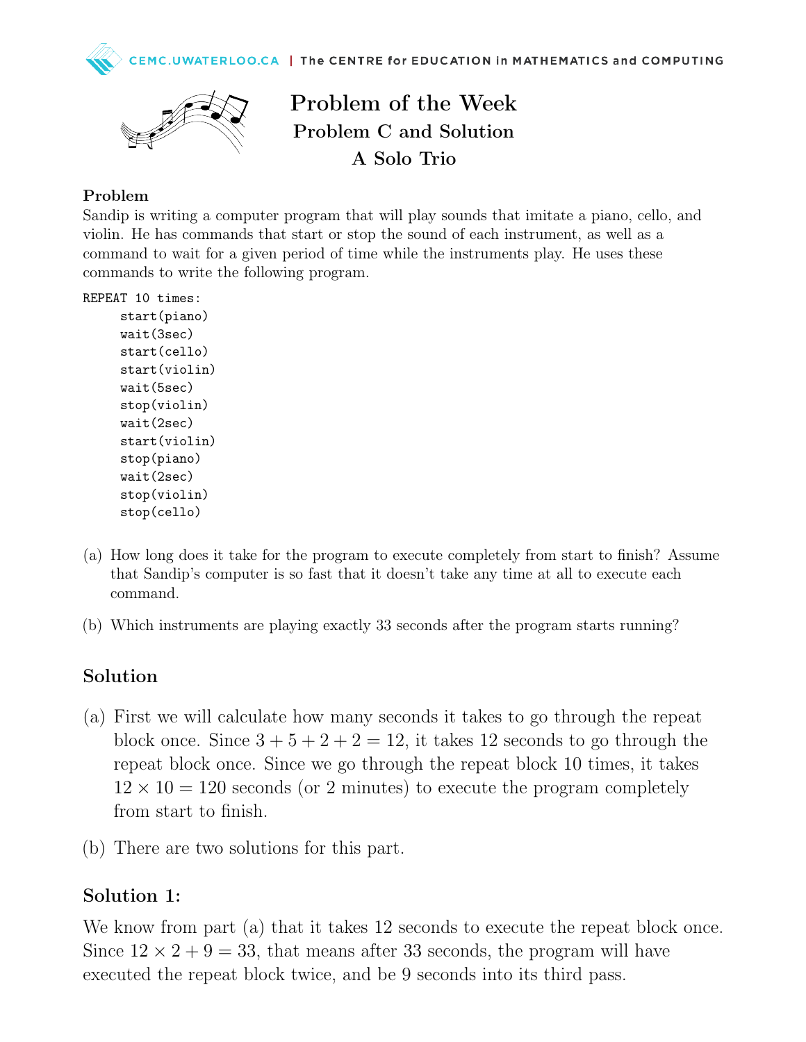# Problem of the Week
## Problem C and Solution
### A Solo Trio

**Problem**

Sandip is writing a computer program that will play sounds that imitate a piano, cello, and violin. He has commands that start or stop the sound of each instrument, as well as a command to wait for a given period of time while the instruments play. He uses these commands to write the following program.

```
REPEAT 10 times:
    start(piano)
    wait(3sec)
    start(cello)
    start(violin)
    wait(5sec)
    stop(violin)
    wait(2sec)
    start(violin)
    stop(piano)
    wait(2sec)
    stop(violin)
    stop(cello)
```

(a) How long does it take for the program to execute completely from start to finish? Assume that Sandip's computer is so fast that it doesn't take any time at all to execute each command.

(b) Which instruments are playing exactly 33 seconds after the program starts running?

## Solution

(a) First we will calculate how many seconds it takes to go through the repeat block once. Since $3 + 5 + 2 + 2 = 12$, it takes 12 seconds to go through the repeat block once. Since we go through the repeat block 10 times, it takes $12 \times 10 = 120$ seconds (or 2 minutes) to execute the program completely from start to finish.

(b) There are two solutions for this part.

## Solution 1:

We know from part (a) that it takes 12 seconds to execute the repeat block once. Since $12 \times 2 + 9 = 33$, that means after 33 seconds, the program will have executed the repeat block twice, and be 9 seconds into its third pass.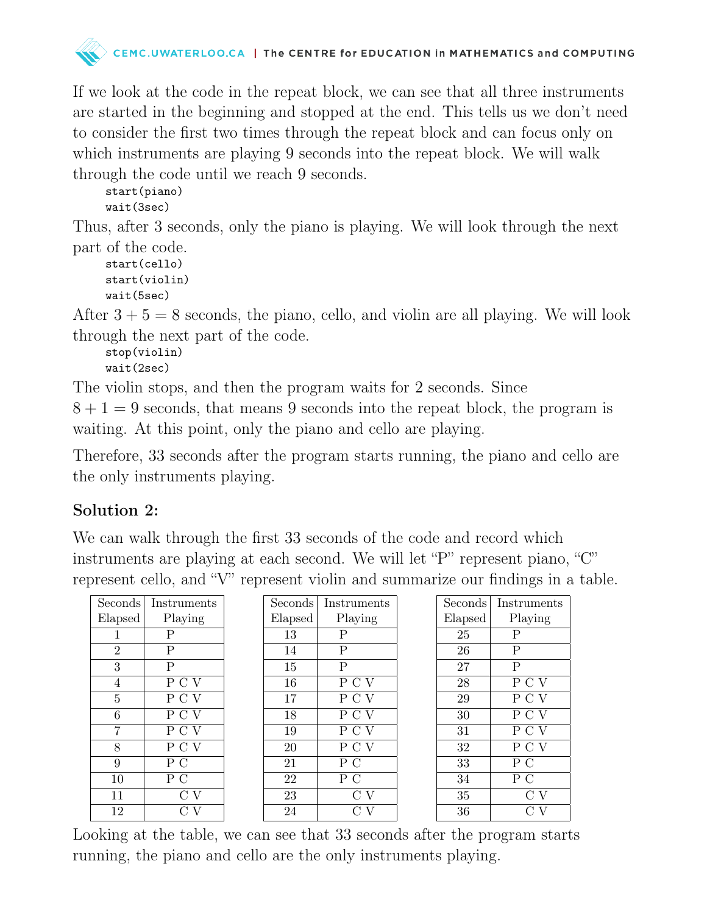If we look at the code in the repeat block, we can see that all three instruments are started in the beginning and stopped at the end. This tells us we don't need to consider the first two times through the repeat block and can focus only on which instruments are playing 9 seconds into the repeat block. We will walk through the code until we reach 9 seconds.

```
start(piano)
wait(3sec)
```

Thus, after 3 seconds, only the piano is playing. We will look through the next part of the code.

```
start(cello)
start(violin)
wait(5sec)
```

After $3 + 5 = 8$ seconds, the piano, cello, and violin are all playing. We will look through the next part of the code.

```
stop(violin)
wait(2sec)
```

The violin stops, and then the program waits for 2 seconds. Since $8 + 1 = 9$ seconds, that means 9 seconds into the repeat block, the program is waiting. At this point, only the piano and cello are playing.

Therefore, 33 seconds after the program starts running, the piano and cello are the only instruments playing.

**Solution 2:**

We can walk through the first 33 seconds of the code and record which instruments are playing at each second. We will let "P" represent piano, "C" represent cello, and "V" represent violin and summarize our findings in a table.

| Seconds Elapsed | Instruments Playing |
|---|---|
| 1 | P |
| 2 | P |
| 3 | P |
| 4 | P C V |
| 5 | P C V |
| 6 | P C V |
| 7 | P C V |
| 8 | P C V |
| 9 | P C |
| 10 | P C |
| 11 | C V |
| 12 | C V |

| Seconds Elapsed | Instruments Playing |
|---|---|
| 13 | P |
| 14 | P |
| 15 | P |
| 16 | P C V |
| 17 | P C V |
| 18 | P C V |
| 19 | P C V |
| 20 | P C V |
| 21 | P C |
| 22 | P C |
| 23 | C V |
| 24 | C V |

| Seconds Elapsed | Instruments Playing |
|---|---|
| 25 | P |
| 26 | P |
| 27 | P |
| 28 | P C V |
| 29 | P C V |
| 30 | P C V |
| 31 | P C V |
| 32 | P C V |
| 33 | P C |
| 34 | P C |
| 35 | C V |
| 36 | C V |

Looking at the table, we can see that 33 seconds after the program starts running, the piano and cello are the only instruments playing.